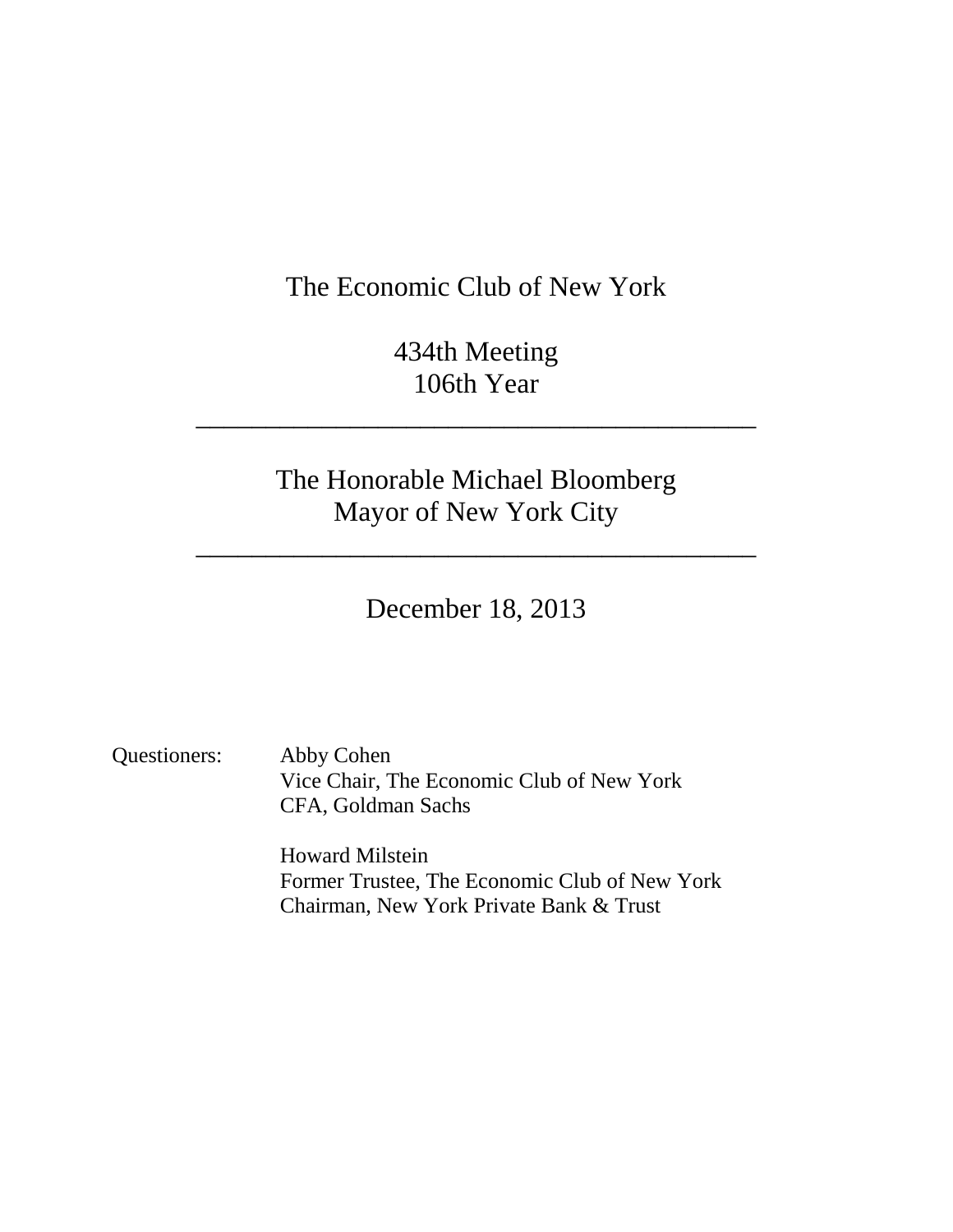# The Economic Club of New York

434th Meeting
106th Year

---

## The Honorable Michael Bloomberg
## Mayor of New York City

---

December 18, 2013

Questioners: Abby Cohen
Vice Chair, The Economic Club of New York
CFA, Goldman Sachs

Howard Milstein
Former Trustee, The Economic Club of New York
Chairman, New York Private Bank & Trust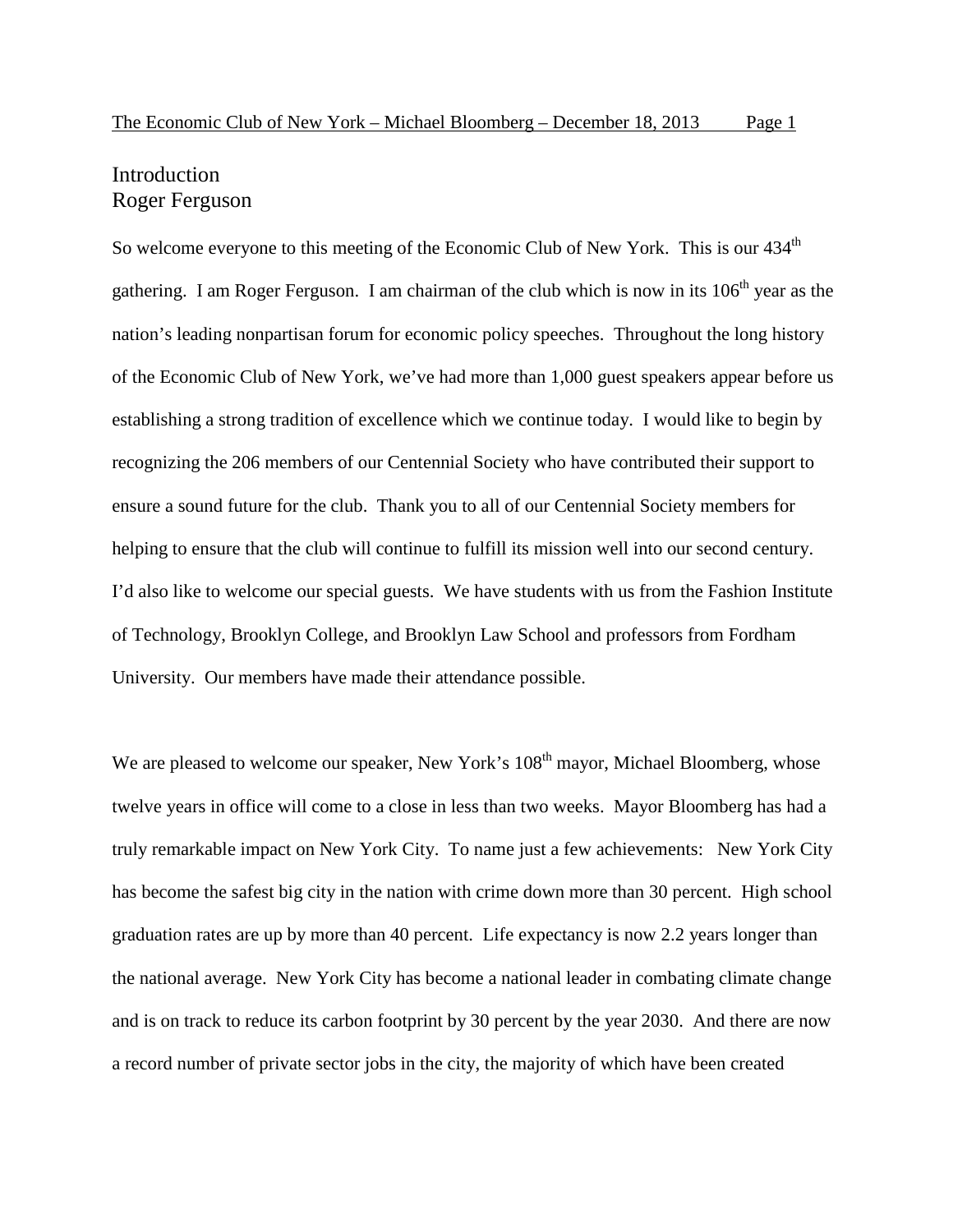## Introduction
### Roger Ferguson

So welcome everyone to this meeting of the Economic Club of New York. This is our 434th gathering. I am Roger Ferguson. I am chairman of the club which is now in its 106th year as the nation's leading nonpartisan forum for economic policy speeches. Throughout the long history of the Economic Club of New York, we've had more than 1,000 guest speakers appear before us establishing a strong tradition of excellence which we continue today. I would like to begin by recognizing the 206 members of our Centennial Society who have contributed their support to ensure a sound future for the club. Thank you to all of our Centennial Society members for helping to ensure that the club will continue to fulfill its mission well into our second century. I'd also like to welcome our special guests. We have students with us from the Fashion Institute of Technology, Brooklyn College, and Brooklyn Law School and professors from Fordham University. Our members have made their attendance possible.

We are pleased to welcome our speaker, New York's 108th mayor, Michael Bloomberg, whose twelve years in office will come to a close in less than two weeks. Mayor Bloomberg has had a truly remarkable impact on New York City. To name just a few achievements: New York City has become the safest big city in the nation with crime down more than 30 percent. High school graduation rates are up by more than 40 percent. Life expectancy is now 2.2 years longer than the national average. New York City has become a national leader in combating climate change and is on track to reduce its carbon footprint by 30 percent by the year 2030. And there are now a record number of private sector jobs in the city, the majority of which have been created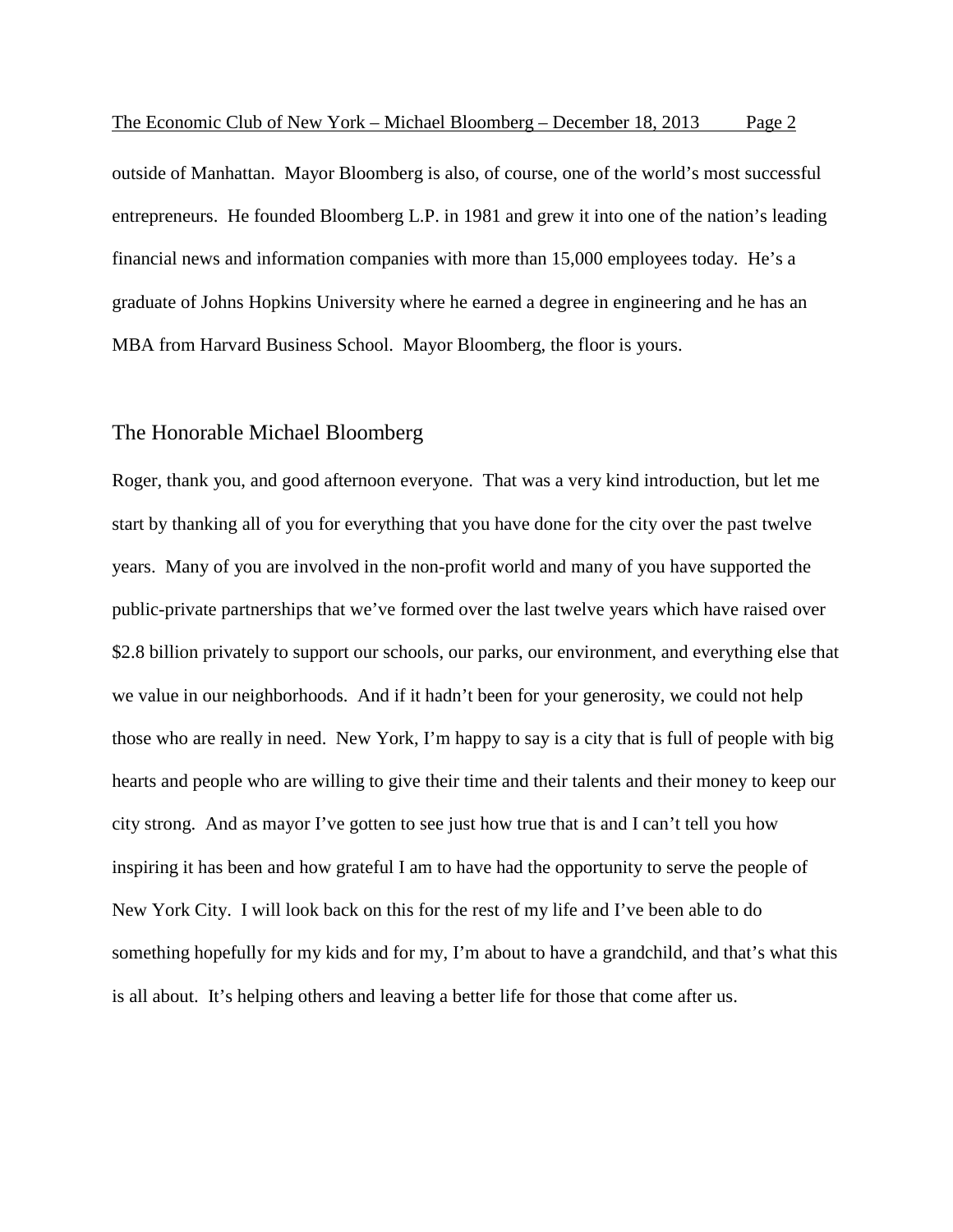outside of Manhattan. Mayor Bloomberg is also, of course, one of the world's most successful entrepreneurs. He founded Bloomberg L.P. in 1981 and grew it into one of the nation's leading financial news and information companies with more than 15,000 employees today. He's a graduate of Johns Hopkins University where he earned a degree in engineering and he has an MBA from Harvard Business School. Mayor Bloomberg, the floor is yours.

## The Honorable Michael Bloomberg

Roger, thank you, and good afternoon everyone. That was a very kind introduction, but let me start by thanking all of you for everything that you have done for the city over the past twelve years. Many of you are involved in the non-profit world and many of you have supported the public-private partnerships that we've formed over the last twelve years which have raised over $2.8 billion privately to support our schools, our parks, our environment, and everything else that we value in our neighborhoods. And if it hadn't been for your generosity, we could not help those who are really in need. New York, I'm happy to say is a city that is full of people with big hearts and people who are willing to give their time and their talents and their money to keep our city strong. And as mayor I've gotten to see just how true that is and I can't tell you how inspiring it has been and how grateful I am to have had the opportunity to serve the people of New York City. I will look back on this for the rest of my life and I've been able to do something hopefully for my kids and for my, I'm about to have a grandchild, and that's what this is all about. It's helping others and leaving a better life for those that come after us.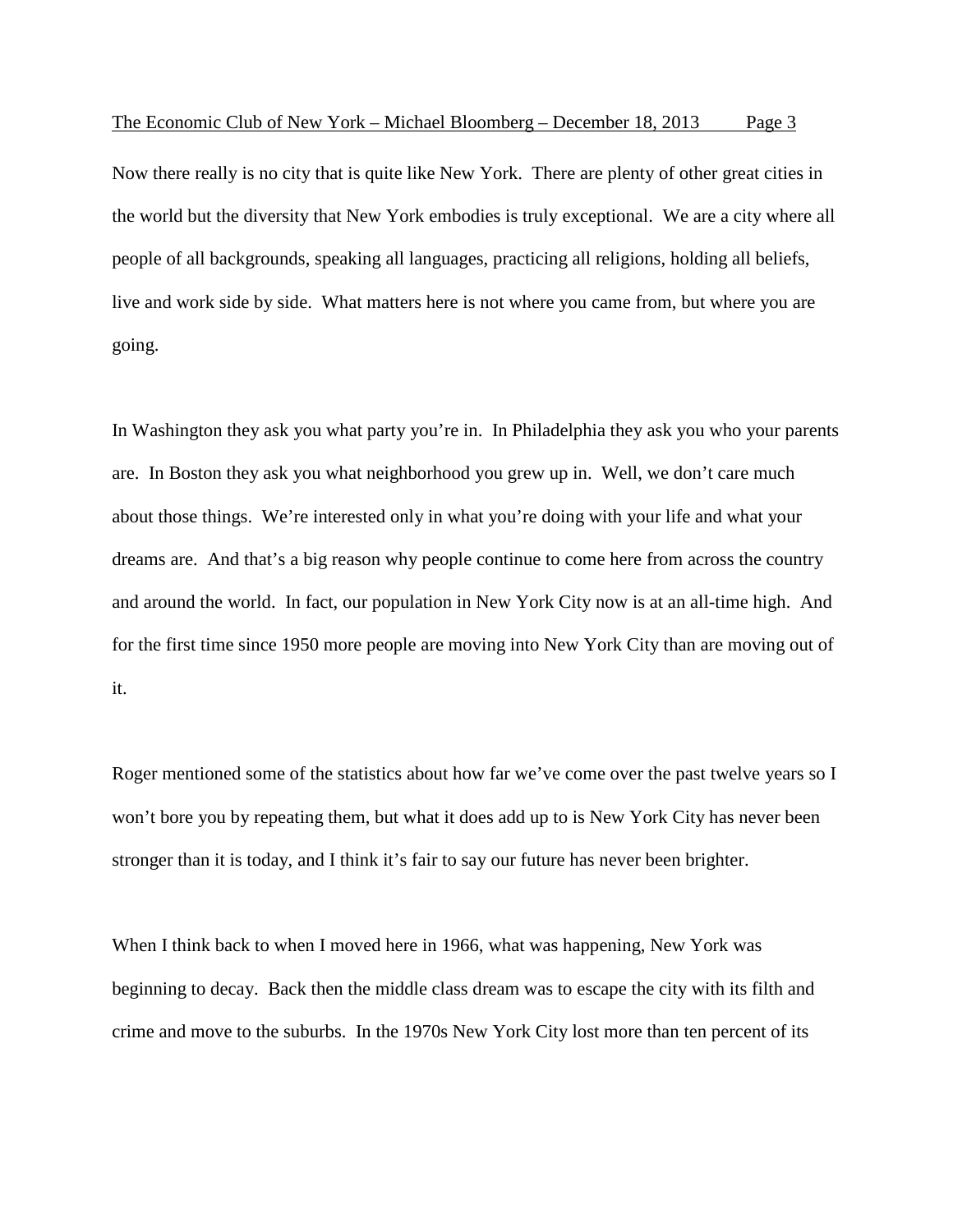Now there really is no city that is quite like New York. There are plenty of other great cities in the world but the diversity that New York embodies is truly exceptional. We are a city where all people of all backgrounds, speaking all languages, practicing all religions, holding all beliefs, live and work side by side. What matters here is not where you came from, but where you are going.

In Washington they ask you what party you're in. In Philadelphia they ask you who your parents are. In Boston they ask you what neighborhood you grew up in. Well, we don't care much about those things. We're interested only in what you're doing with your life and what your dreams are. And that's a big reason why people continue to come here from across the country and around the world. In fact, our population in New York City now is at an all-time high. And for the first time since 1950 more people are moving into New York City than are moving out of it.

Roger mentioned some of the statistics about how far we've come over the past twelve years so I won't bore you by repeating them, but what it does add up to is New York City has never been stronger than it is today, and I think it's fair to say our future has never been brighter.

When I think back to when I moved here in 1966, what was happening, New York was beginning to decay. Back then the middle class dream was to escape the city with its filth and crime and move to the suburbs. In the 1970s New York City lost more than ten percent of its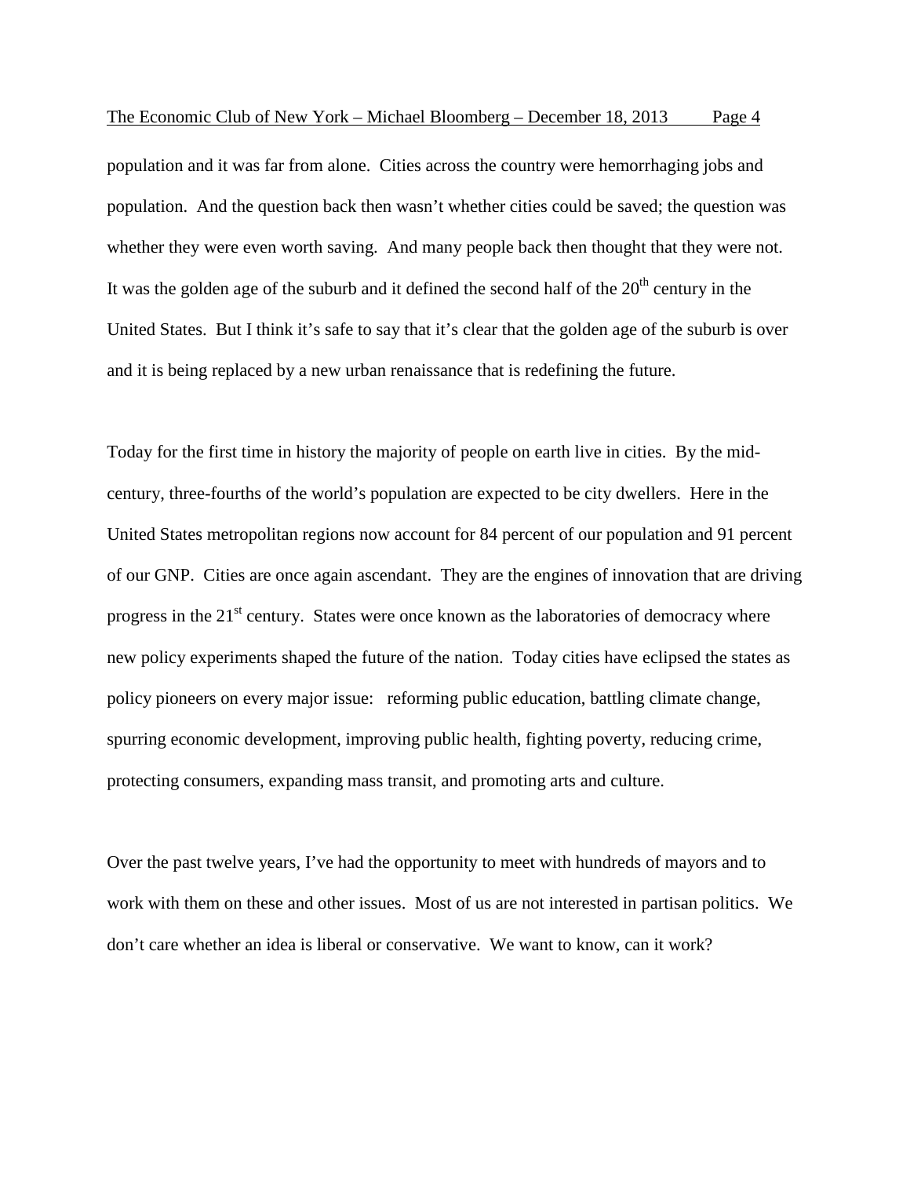population and it was far from alone. Cities across the country were hemorrhaging jobs and population. And the question back then wasn't whether cities could be saved; the question was whether they were even worth saving. And many people back then thought that they were not. It was the golden age of the suburb and it defined the second half of the 20th century in the United States. But I think it's safe to say that it's clear that the golden age of the suburb is over and it is being replaced by a new urban renaissance that is redefining the future.

Today for the first time in history the majority of people on earth live in cities. By the mid-century, three-fourths of the world's population are expected to be city dwellers. Here in the United States metropolitan regions now account for 84 percent of our population and 91 percent of our GNP. Cities are once again ascendant. They are the engines of innovation that are driving progress in the 21st century. States were once known as the laboratories of democracy where new policy experiments shaped the future of the nation. Today cities have eclipsed the states as policy pioneers on every major issue: reforming public education, battling climate change, spurring economic development, improving public health, fighting poverty, reducing crime, protecting consumers, expanding mass transit, and promoting arts and culture.

Over the past twelve years, I've had the opportunity to meet with hundreds of mayors and to work with them on these and other issues. Most of us are not interested in partisan politics. We don't care whether an idea is liberal or conservative. We want to know, can it work?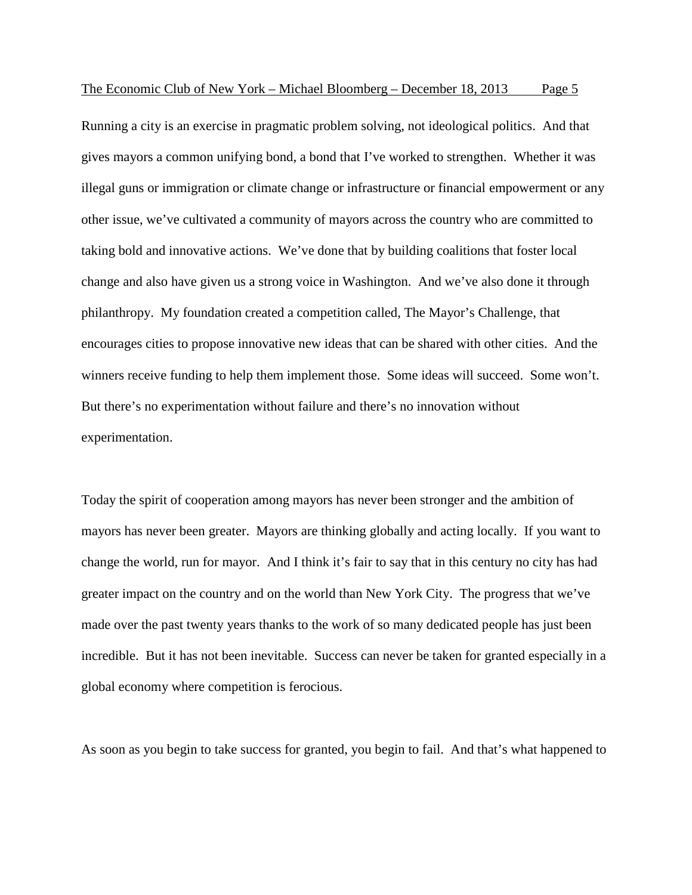Running a city is an exercise in pragmatic problem solving, not ideological politics. And that gives mayors a common unifying bond, a bond that I've worked to strengthen. Whether it was illegal guns or immigration or climate change or infrastructure or financial empowerment or any other issue, we've cultivated a community of mayors across the country who are committed to taking bold and innovative actions. We've done that by building coalitions that foster local change and also have given us a strong voice in Washington. And we've also done it through philanthropy. My foundation created a competition called, The Mayor's Challenge, that encourages cities to propose innovative new ideas that can be shared with other cities. And the winners receive funding to help them implement those. Some ideas will succeed. Some won't. But there's no experimentation without failure and there's no innovation without experimentation.

Today the spirit of cooperation among mayors has never been stronger and the ambition of mayors has never been greater. Mayors are thinking globally and acting locally. If you want to change the world, run for mayor. And I think it's fair to say that in this century no city has had greater impact on the country and on the world than New York City. The progress that we've made over the past twenty years thanks to the work of so many dedicated people has just been incredible. But it has not been inevitable. Success can never be taken for granted especially in a global economy where competition is ferocious.

As soon as you begin to take success for granted, you begin to fail. And that's what happened to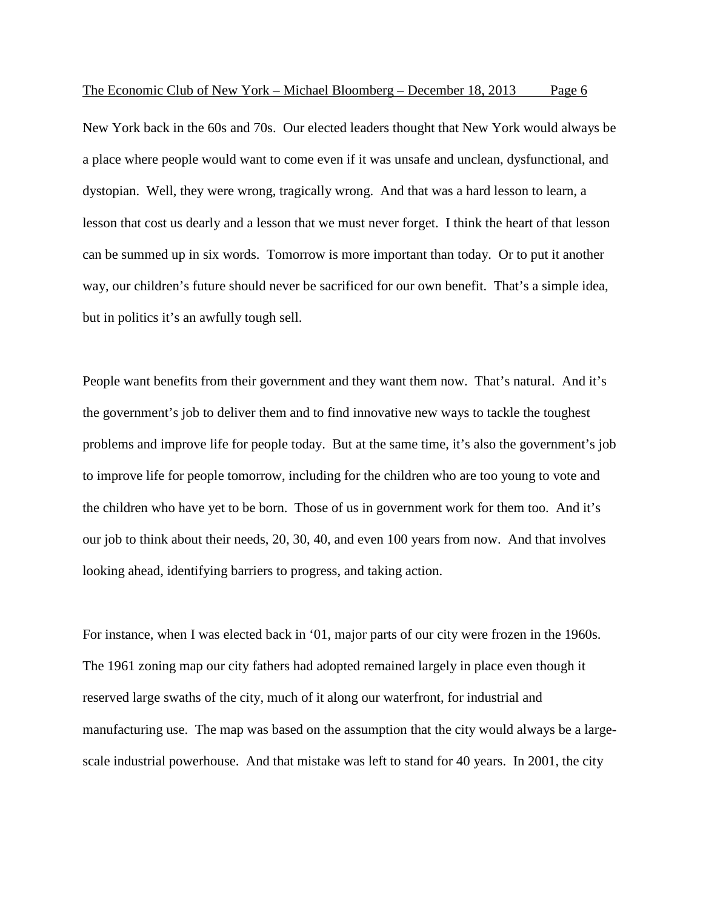New York back in the 60s and 70s. Our elected leaders thought that New York would always be a place where people would want to come even if it was unsafe and unclean, dysfunctional, and dystopian. Well, they were wrong, tragically wrong. And that was a hard lesson to learn, a lesson that cost us dearly and a lesson that we must never forget. I think the heart of that lesson can be summed up in six words. Tomorrow is more important than today. Or to put it another way, our children's future should never be sacrificed for our own benefit. That's a simple idea, but in politics it's an awfully tough sell.

People want benefits from their government and they want them now. That's natural. And it's the government's job to deliver them and to find innovative new ways to tackle the toughest problems and improve life for people today. But at the same time, it's also the government's job to improve life for people tomorrow, including for the children who are too young to vote and the children who have yet to be born. Those of us in government work for them too. And it's our job to think about their needs, 20, 30, 40, and even 100 years from now. And that involves looking ahead, identifying barriers to progress, and taking action.

For instance, when I was elected back in '01, major parts of our city were frozen in the 1960s. The 1961 zoning map our city fathers had adopted remained largely in place even though it reserved large swaths of the city, much of it along our waterfront, for industrial and manufacturing use. The map was based on the assumption that the city would always be a large-scale industrial powerhouse. And that mistake was left to stand for 40 years. In 2001, the city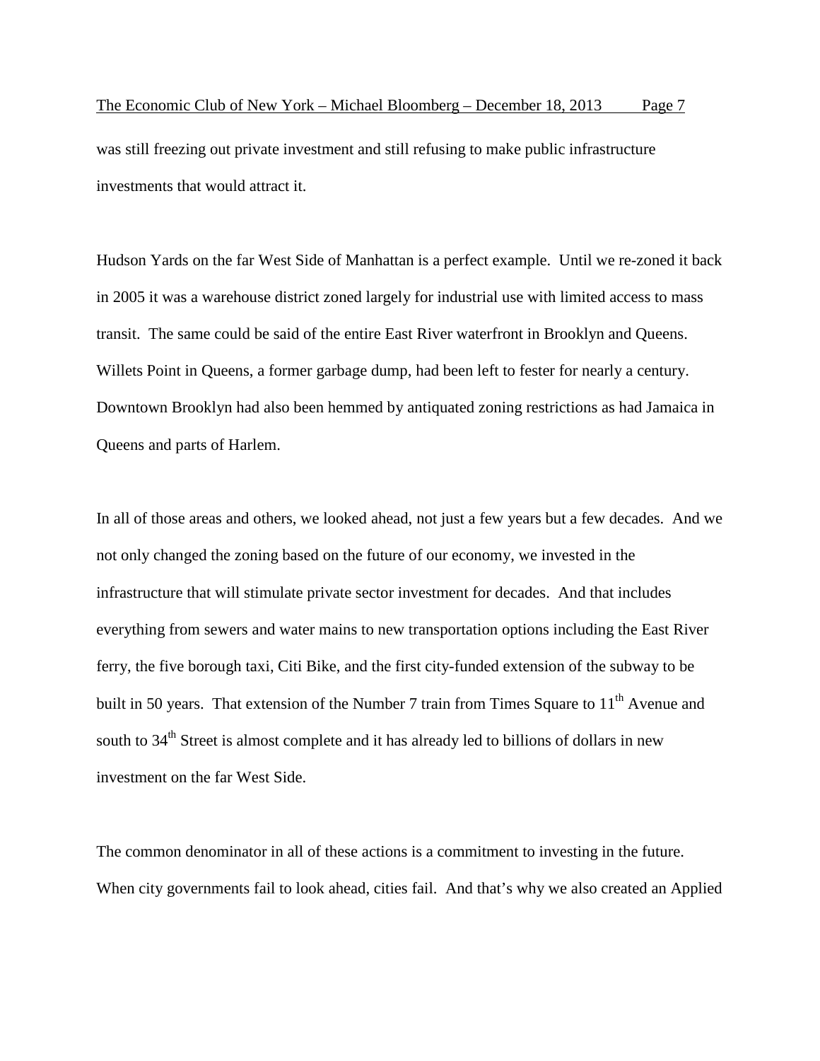was still freezing out private investment and still refusing to make public infrastructure investments that would attract it.

Hudson Yards on the far West Side of Manhattan is a perfect example. Until we re-zoned it back in 2005 it was a warehouse district zoned largely for industrial use with limited access to mass transit. The same could be said of the entire East River waterfront in Brooklyn and Queens. Willets Point in Queens, a former garbage dump, had been left to fester for nearly a century. Downtown Brooklyn had also been hemmed by antiquated zoning restrictions as had Jamaica in Queens and parts of Harlem.

In all of those areas and others, we looked ahead, not just a few years but a few decades. And we not only changed the zoning based on the future of our economy, we invested in the infrastructure that will stimulate private sector investment for decades. And that includes everything from sewers and water mains to new transportation options including the East River ferry, the five borough taxi, Citi Bike, and the first city-funded extension of the subway to be built in 50 years. That extension of the Number 7 train from Times Square to 11th Avenue and south to 34th Street is almost complete and it has already led to billions of dollars in new investment on the far West Side.

The common denominator in all of these actions is a commitment to investing in the future. When city governments fail to look ahead, cities fail. And that's why we also created an Applied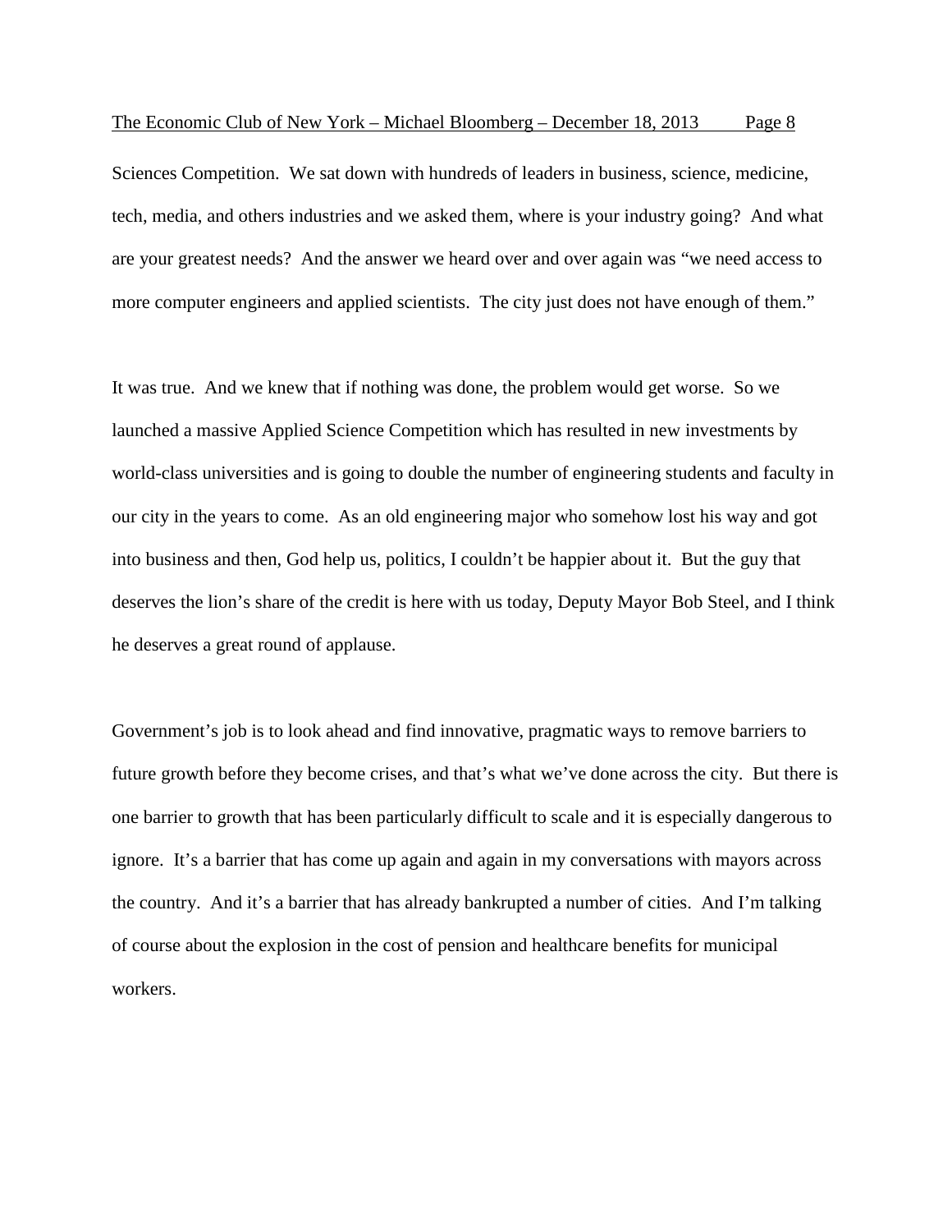Sciences Competition. We sat down with hundreds of leaders in business, science, medicine, tech, media, and others industries and we asked them, where is your industry going? And what are your greatest needs? And the answer we heard over and over again was "we need access to more computer engineers and applied scientists. The city just does not have enough of them."

It was true. And we knew that if nothing was done, the problem would get worse. So we launched a massive Applied Science Competition which has resulted in new investments by world-class universities and is going to double the number of engineering students and faculty in our city in the years to come. As an old engineering major who somehow lost his way and got into business and then, God help us, politics, I couldn't be happier about it. But the guy that deserves the lion's share of the credit is here with us today, Deputy Mayor Bob Steel, and I think he deserves a great round of applause.

Government's job is to look ahead and find innovative, pragmatic ways to remove barriers to future growth before they become crises, and that's what we've done across the city. But there is one barrier to growth that has been particularly difficult to scale and it is especially dangerous to ignore. It's a barrier that has come up again and again in my conversations with mayors across the country. And it's a barrier that has already bankrupted a number of cities. And I'm talking of course about the explosion in the cost of pension and healthcare benefits for municipal workers.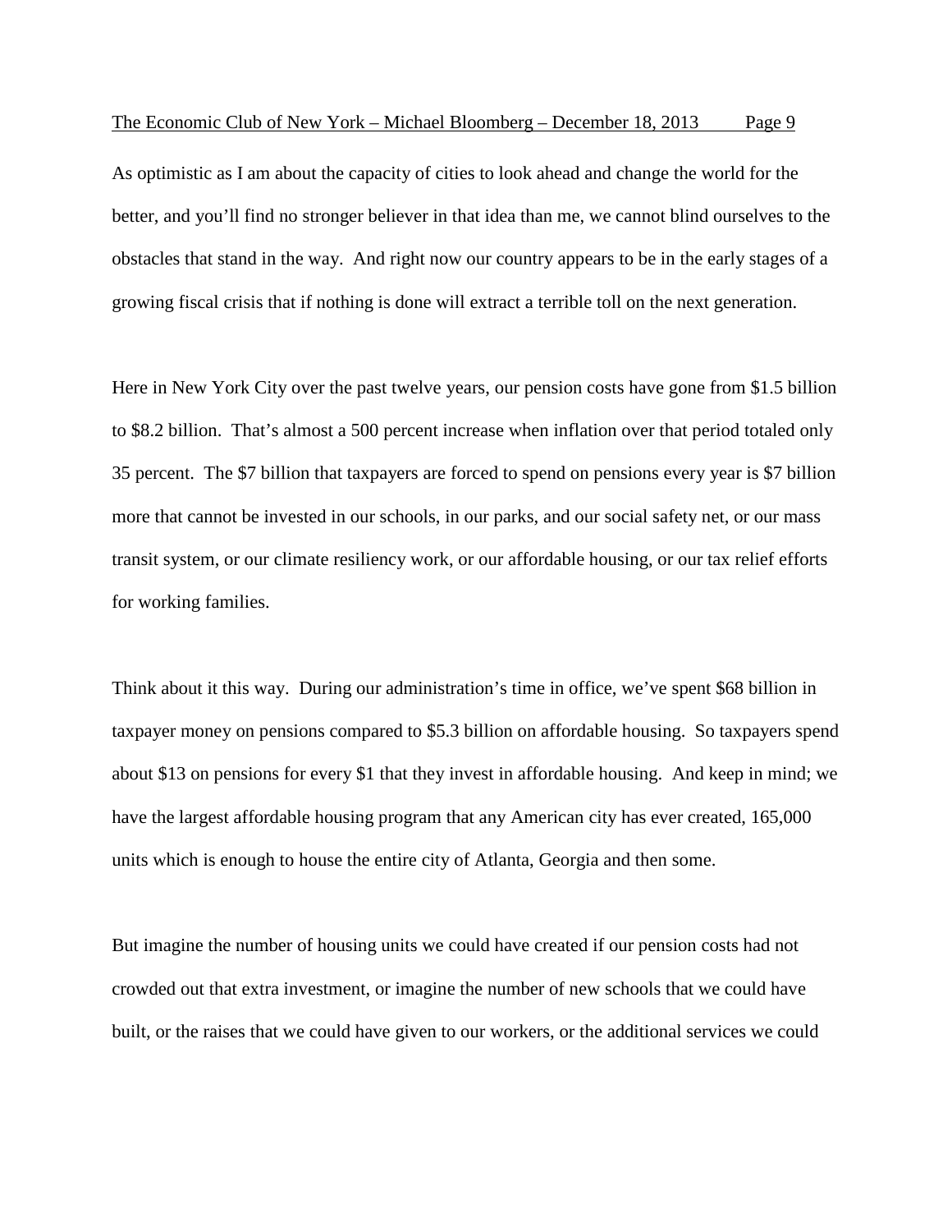As optimistic as I am about the capacity of cities to look ahead and change the world for the better, and you'll find no stronger believer in that idea than me, we cannot blind ourselves to the obstacles that stand in the way. And right now our country appears to be in the early stages of a growing fiscal crisis that if nothing is done will extract a terrible toll on the next generation.

Here in New York City over the past twelve years, our pension costs have gone from $1.5 billion to $8.2 billion. That's almost a 500 percent increase when inflation over that period totaled only 35 percent. The $7 billion that taxpayers are forced to spend on pensions every year is $7 billion more that cannot be invested in our schools, in our parks, and our social safety net, or our mass transit system, or our climate resiliency work, or our affordable housing, or our tax relief efforts for working families.

Think about it this way. During our administration's time in office, we've spent $68 billion in taxpayer money on pensions compared to $5.3 billion on affordable housing. So taxpayers spend about $13 on pensions for every $1 that they invest in affordable housing. And keep in mind; we have the largest affordable housing program that any American city has ever created, 165,000 units which is enough to house the entire city of Atlanta, Georgia and then some.

But imagine the number of housing units we could have created if our pension costs had not crowded out that extra investment, or imagine the number of new schools that we could have built, or the raises that we could have given to our workers, or the additional services we could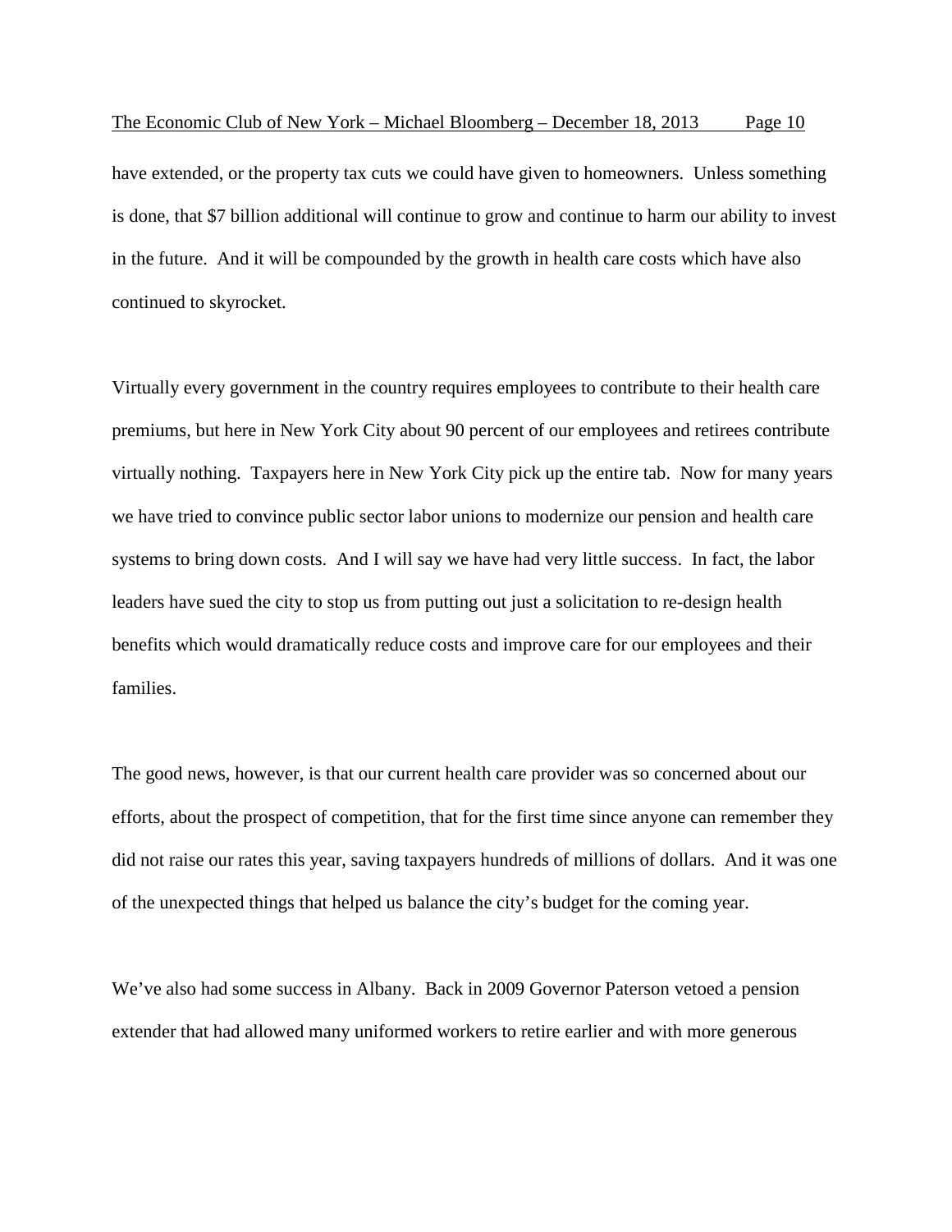have extended, or the property tax cuts we could have given to homeowners. Unless something is done, that $7 billion additional will continue to grow and continue to harm our ability to invest in the future. And it will be compounded by the growth in health care costs which have also continued to skyrocket.

Virtually every government in the country requires employees to contribute to their health care premiums, but here in New York City about 90 percent of our employees and retirees contribute virtually nothing. Taxpayers here in New York City pick up the entire tab. Now for many years we have tried to convince public sector labor unions to modernize our pension and health care systems to bring down costs. And I will say we have had very little success. In fact, the labor leaders have sued the city to stop us from putting out just a solicitation to re-design health benefits which would dramatically reduce costs and improve care for our employees and their families.

The good news, however, is that our current health care provider was so concerned about our efforts, about the prospect of competition, that for the first time since anyone can remember they did not raise our rates this year, saving taxpayers hundreds of millions of dollars. And it was one of the unexpected things that helped us balance the city's budget for the coming year.

We've also had some success in Albany. Back in 2009 Governor Paterson vetoed a pension extender that had allowed many uniformed workers to retire earlier and with more generous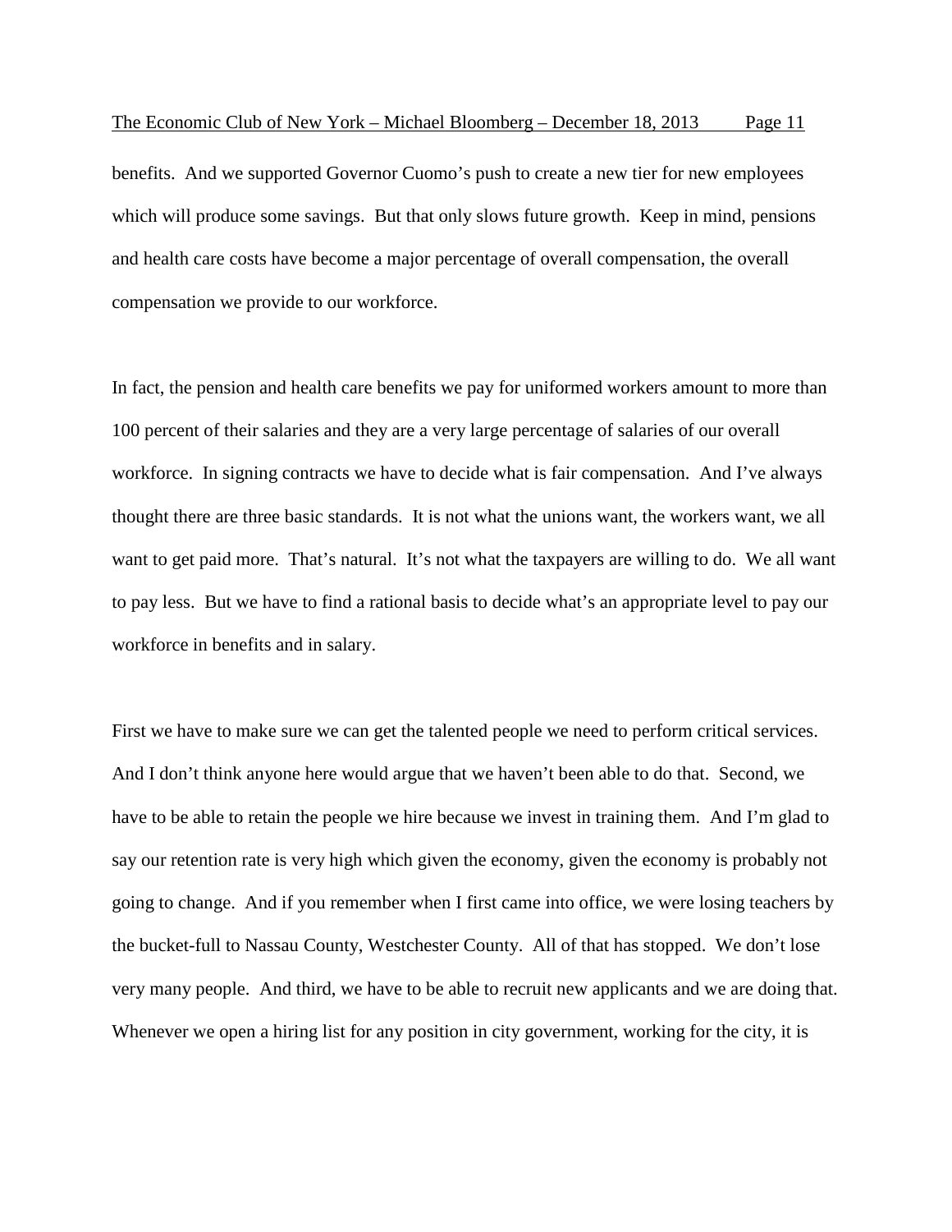benefits. And we supported Governor Cuomo's push to create a new tier for new employees which will produce some savings. But that only slows future growth. Keep in mind, pensions and health care costs have become a major percentage of overall compensation, the overall compensation we provide to our workforce.

In fact, the pension and health care benefits we pay for uniformed workers amount to more than 100 percent of their salaries and they are a very large percentage of salaries of our overall workforce. In signing contracts we have to decide what is fair compensation. And I've always thought there are three basic standards. It is not what the unions want, the workers want, we all want to get paid more. That's natural. It's not what the taxpayers are willing to do. We all want to pay less. But we have to find a rational basis to decide what's an appropriate level to pay our workforce in benefits and in salary.

First we have to make sure we can get the talented people we need to perform critical services. And I don't think anyone here would argue that we haven't been able to do that. Second, we have to be able to retain the people we hire because we invest in training them. And I'm glad to say our retention rate is very high which given the economy, given the economy is probably not going to change. And if you remember when I first came into office, we were losing teachers by the bucket-full to Nassau County, Westchester County. All of that has stopped. We don't lose very many people. And third, we have to be able to recruit new applicants and we are doing that. Whenever we open a hiring list for any position in city government, working for the city, it is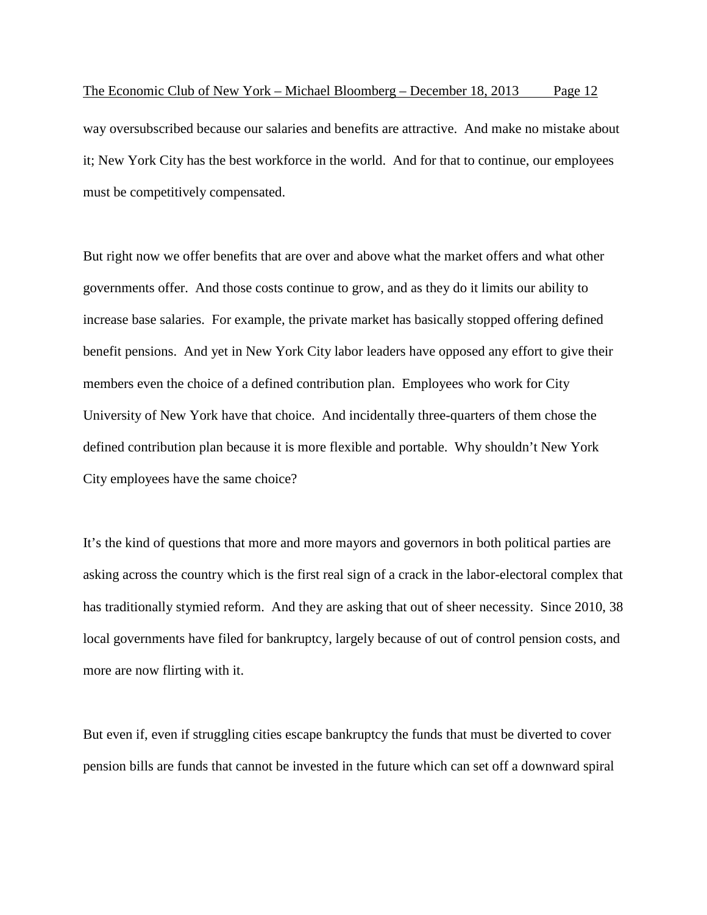way oversubscribed because our salaries and benefits are attractive. And make no mistake about it; New York City has the best workforce in the world. And for that to continue, our employees must be competitively compensated.

But right now we offer benefits that are over and above what the market offers and what other governments offer. And those costs continue to grow, and as they do it limits our ability to increase base salaries. For example, the private market has basically stopped offering defined benefit pensions. And yet in New York City labor leaders have opposed any effort to give their members even the choice of a defined contribution plan. Employees who work for City University of New York have that choice. And incidentally three-quarters of them chose the defined contribution plan because it is more flexible and portable. Why shouldn't New York City employees have the same choice?

It's the kind of questions that more and more mayors and governors in both political parties are asking across the country which is the first real sign of a crack in the labor-electoral complex that has traditionally stymied reform. And they are asking that out of sheer necessity. Since 2010, 38 local governments have filed for bankruptcy, largely because of out of control pension costs, and more are now flirting with it.

But even if, even if struggling cities escape bankruptcy the funds that must be diverted to cover pension bills are funds that cannot be invested in the future which can set off a downward spiral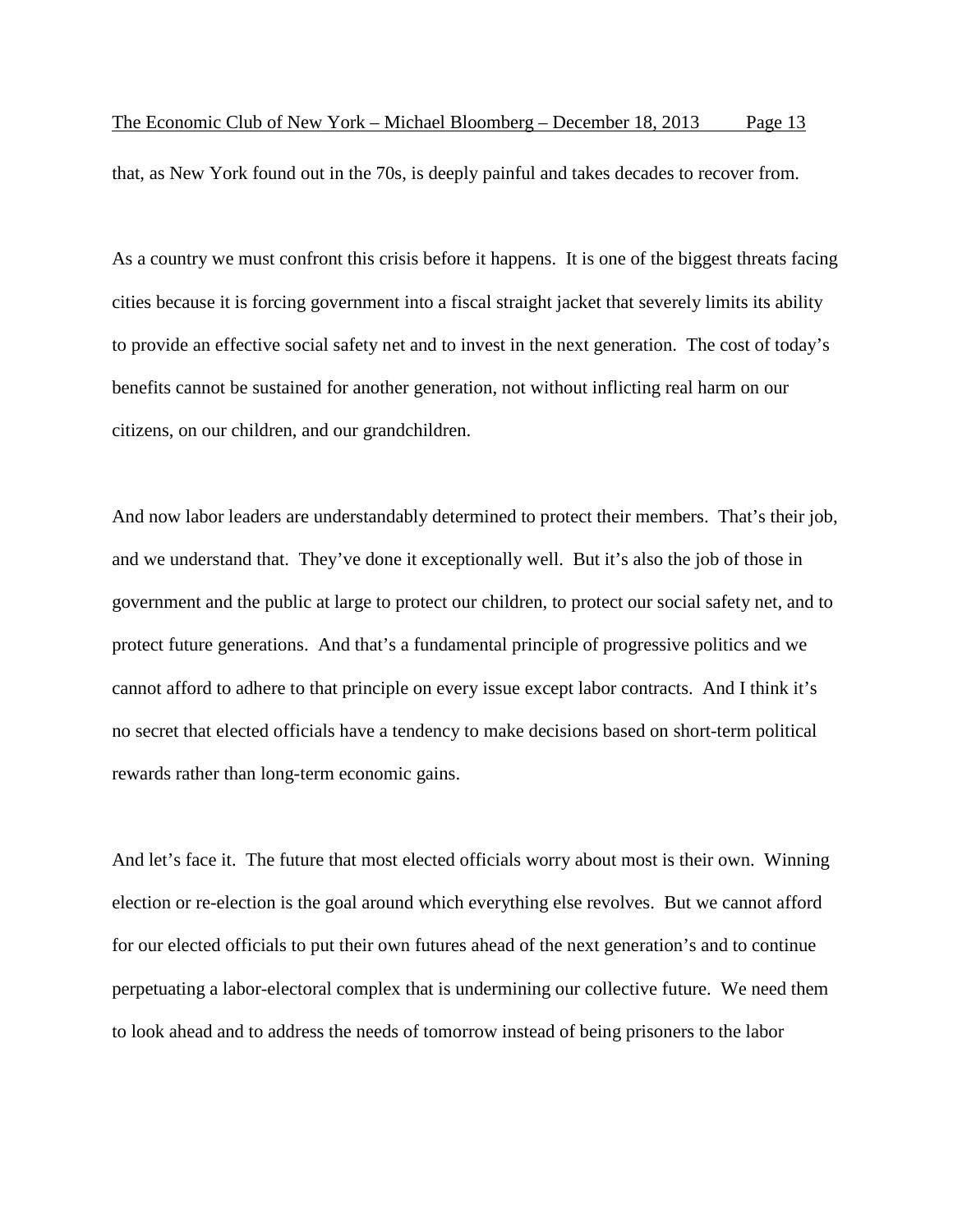that, as New York found out in the 70s, is deeply painful and takes decades to recover from.

As a country we must confront this crisis before it happens. It is one of the biggest threats facing cities because it is forcing government into a fiscal straight jacket that severely limits its ability to provide an effective social safety net and to invest in the next generation. The cost of today's benefits cannot be sustained for another generation, not without inflicting real harm on our citizens, on our children, and our grandchildren.

And now labor leaders are understandably determined to protect their members. That's their job, and we understand that. They've done it exceptionally well. But it's also the job of those in government and the public at large to protect our children, to protect our social safety net, and to protect future generations. And that's a fundamental principle of progressive politics and we cannot afford to adhere to that principle on every issue except labor contracts. And I think it's no secret that elected officials have a tendency to make decisions based on short-term political rewards rather than long-term economic gains.

And let's face it. The future that most elected officials worry about most is their own. Winning election or re-election is the goal around which everything else revolves. But we cannot afford for our elected officials to put their own futures ahead of the next generation's and to continue perpetuating a labor-electoral complex that is undermining our collective future. We need them to look ahead and to address the needs of tomorrow instead of being prisoners to the labor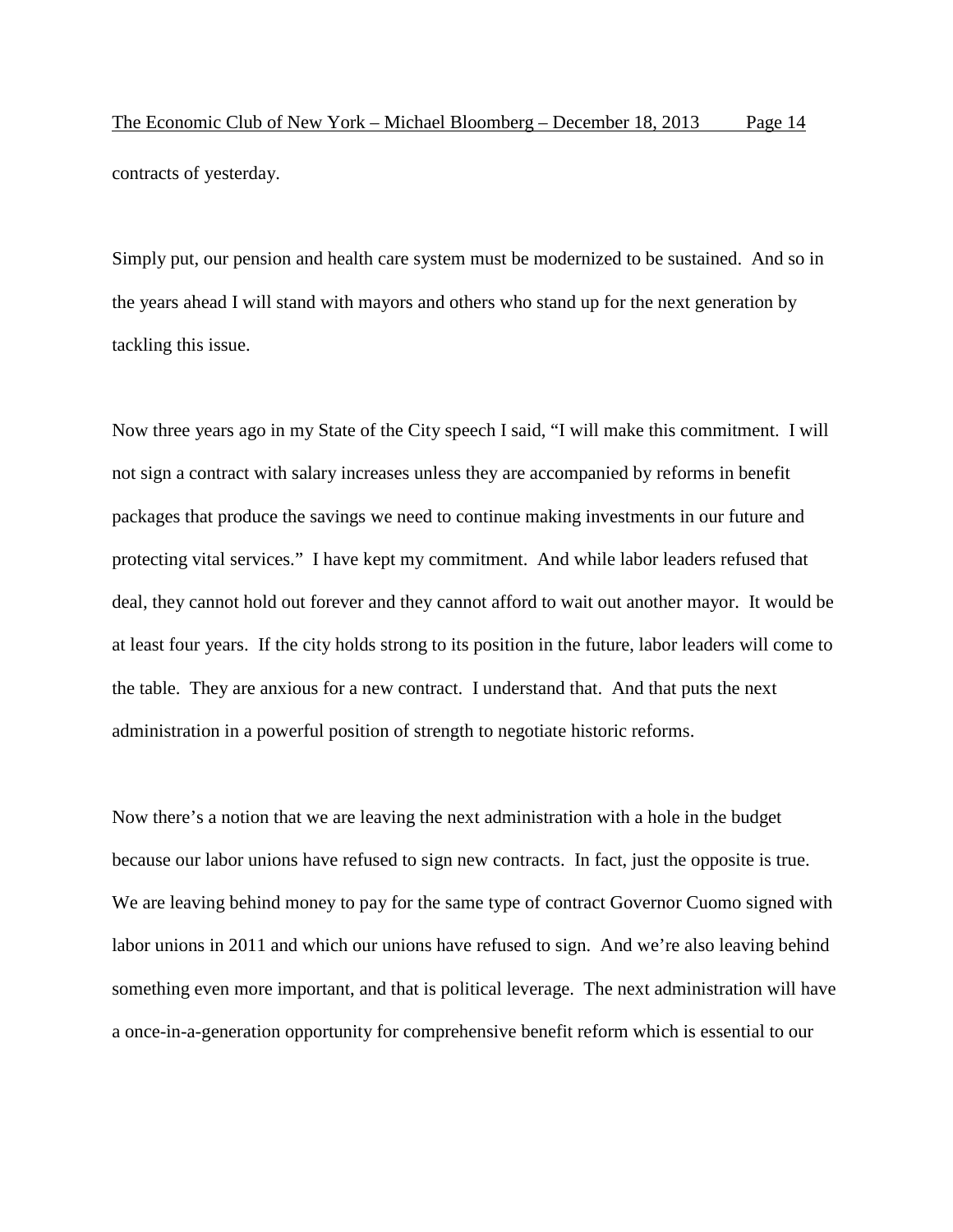contracts of yesterday.

Simply put, our pension and health care system must be modernized to be sustained. And so in the years ahead I will stand with mayors and others who stand up for the next generation by tackling this issue.

Now three years ago in my State of the City speech I said, "I will make this commitment. I will not sign a contract with salary increases unless they are accompanied by reforms in benefit packages that produce the savings we need to continue making investments in our future and protecting vital services." I have kept my commitment. And while labor leaders refused that deal, they cannot hold out forever and they cannot afford to wait out another mayor. It would be at least four years. If the city holds strong to its position in the future, labor leaders will come to the table. They are anxious for a new contract. I understand that. And that puts the next administration in a powerful position of strength to negotiate historic reforms.

Now there's a notion that we are leaving the next administration with a hole in the budget because our labor unions have refused to sign new contracts. In fact, just the opposite is true. We are leaving behind money to pay for the same type of contract Governor Cuomo signed with labor unions in 2011 and which our unions have refused to sign. And we're also leaving behind something even more important, and that is political leverage. The next administration will have a once-in-a-generation opportunity for comprehensive benefit reform which is essential to our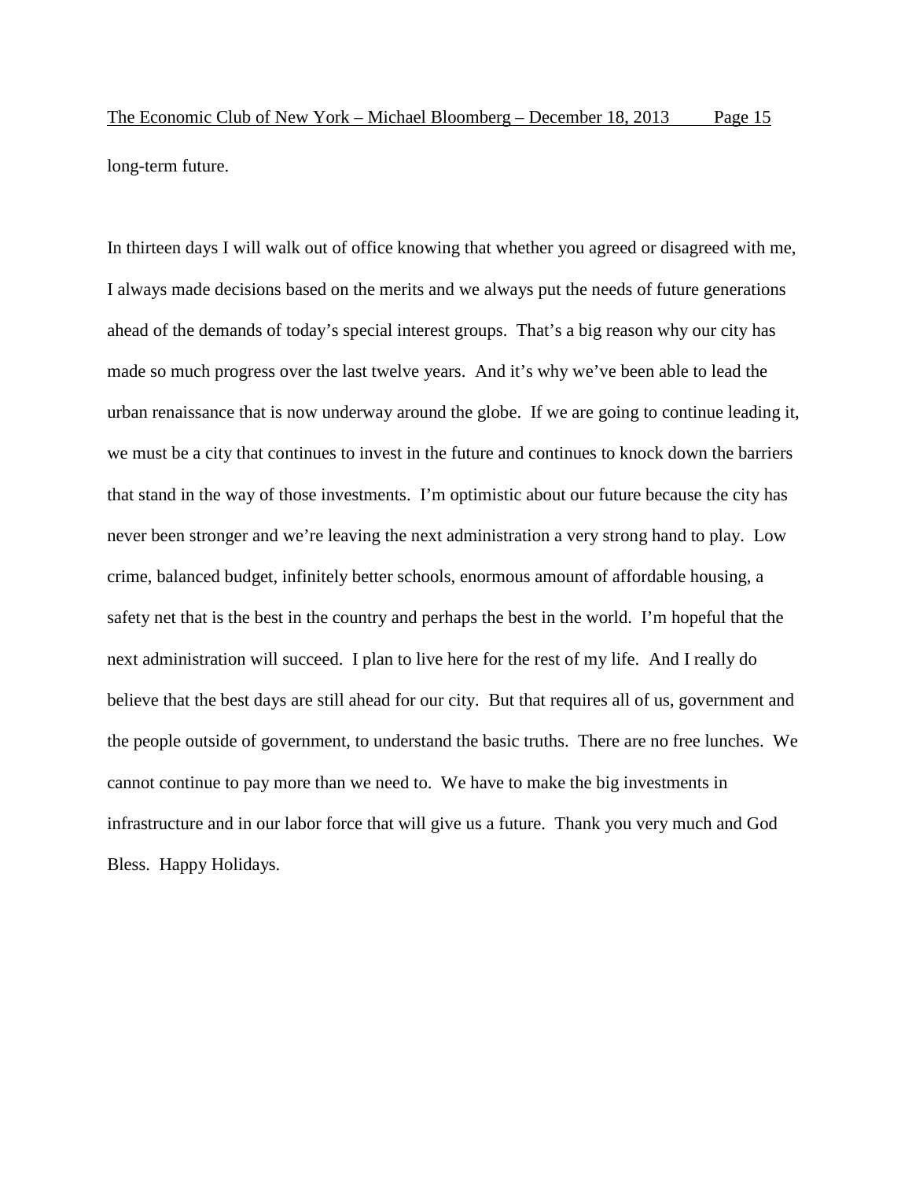long-term future.

In thirteen days I will walk out of office knowing that whether you agreed or disagreed with me, I always made decisions based on the merits and we always put the needs of future generations ahead of the demands of today's special interest groups. That's a big reason why our city has made so much progress over the last twelve years. And it's why we've been able to lead the urban renaissance that is now underway around the globe. If we are going to continue leading it, we must be a city that continues to invest in the future and continues to knock down the barriers that stand in the way of those investments. I'm optimistic about our future because the city has never been stronger and we're leaving the next administration a very strong hand to play. Low crime, balanced budget, infinitely better schools, enormous amount of affordable housing, a safety net that is the best in the country and perhaps the best in the world. I'm hopeful that the next administration will succeed. I plan to live here for the rest of my life. And I really do believe that the best days are still ahead for our city. But that requires all of us, government and the people outside of government, to understand the basic truths. There are no free lunches. We cannot continue to pay more than we need to. We have to make the big investments in infrastructure and in our labor force that will give us a future. Thank you very much and God Bless. Happy Holidays.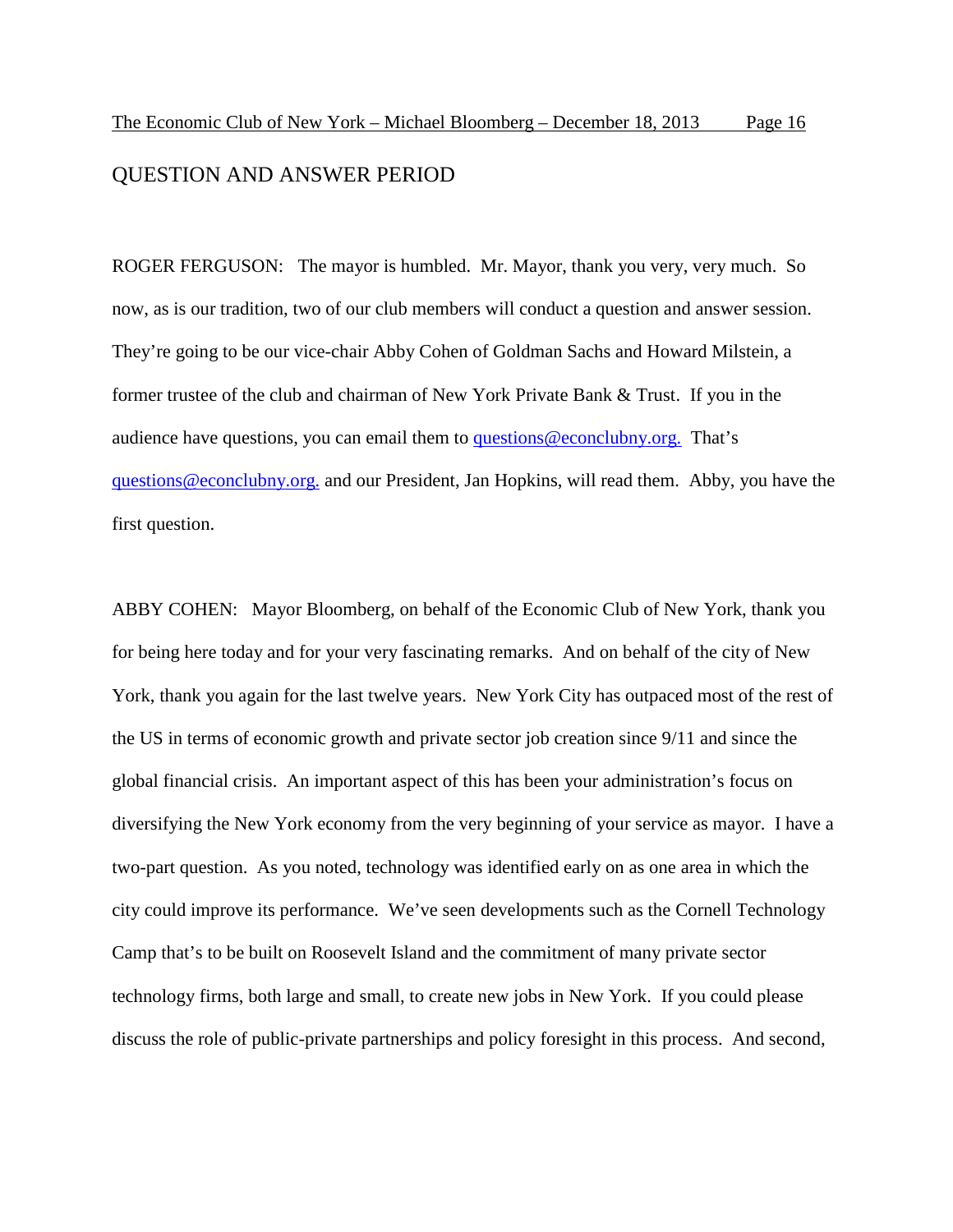## QUESTION AND ANSWER PERIOD

ROGER FERGUSON: The mayor is humbled. Mr. Mayor, thank you very, very much. So now, as is our tradition, two of our club members will conduct a question and answer session. They're going to be our vice-chair Abby Cohen of Goldman Sachs and Howard Milstein, a former trustee of the club and chairman of New York Private Bank & Trust. If you in the audience have questions, you can email them to questions@econclubny.org. That's questions@econclubny.org. and our President, Jan Hopkins, will read them. Abby, you have the first question.

ABBY COHEN: Mayor Bloomberg, on behalf of the Economic Club of New York, thank you for being here today and for your very fascinating remarks. And on behalf of the city of New York, thank you again for the last twelve years. New York City has outpaced most of the rest of the US in terms of economic growth and private sector job creation since 9/11 and since the global financial crisis. An important aspect of this has been your administration's focus on diversifying the New York economy from the very beginning of your service as mayor. I have a two-part question. As you noted, technology was identified early on as one area in which the city could improve its performance. We've seen developments such as the Cornell Technology Camp that's to be built on Roosevelt Island and the commitment of many private sector technology firms, both large and small, to create new jobs in New York. If you could please discuss the role of public-private partnerships and policy foresight in this process. And second,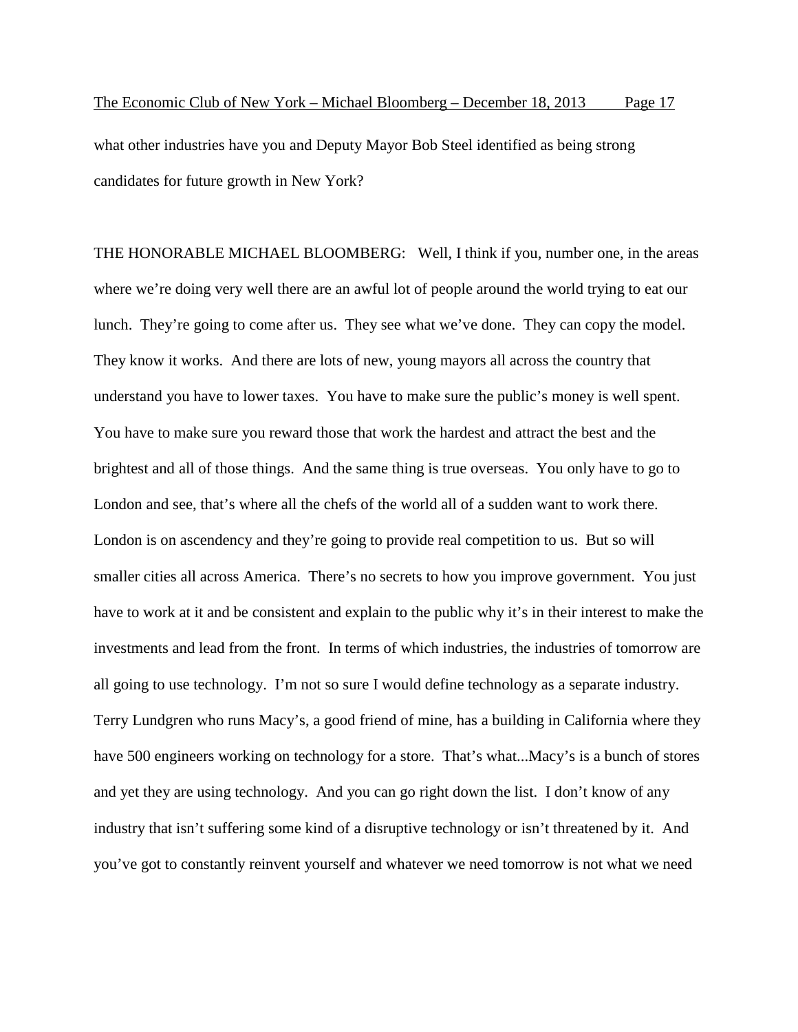what other industries have you and Deputy Mayor Bob Steel identified as being strong candidates for future growth in New York?

THE HONORABLE MICHAEL BLOOMBERG: Well, I think if you, number one, in the areas where we're doing very well there are an awful lot of people around the world trying to eat our lunch. They're going to come after us. They see what we've done. They can copy the model. They know it works. And there are lots of new, young mayors all across the country that understand you have to lower taxes. You have to make sure the public's money is well spent. You have to make sure you reward those that work the hardest and attract the best and the brightest and all of those things. And the same thing is true overseas. You only have to go to London and see, that's where all the chefs of the world all of a sudden want to work there. London is on ascendency and they're going to provide real competition to us. But so will smaller cities all across America. There's no secrets to how you improve government. You just have to work at it and be consistent and explain to the public why it's in their interest to make the investments and lead from the front. In terms of which industries, the industries of tomorrow are all going to use technology. I'm not so sure I would define technology as a separate industry. Terry Lundgren who runs Macy's, a good friend of mine, has a building in California where they have 500 engineers working on technology for a store. That's what...Macy's is a bunch of stores and yet they are using technology. And you can go right down the list. I don't know of any industry that isn't suffering some kind of a disruptive technology or isn't threatened by it. And you've got to constantly reinvent yourself and whatever we need tomorrow is not what we need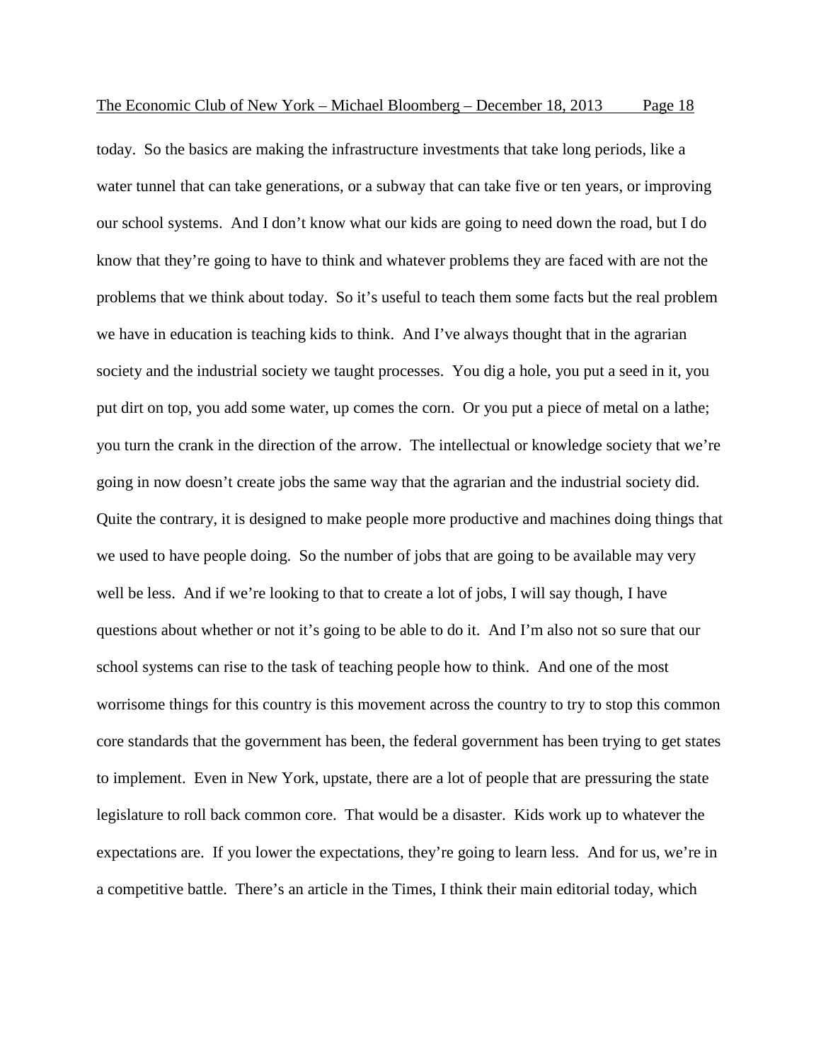today. So the basics are making the infrastructure investments that take long periods, like a water tunnel that can take generations, or a subway that can take five or ten years, or improving our school systems. And I don't know what our kids are going to need down the road, but I do know that they're going to have to think and whatever problems they are faced with are not the problems that we think about today. So it's useful to teach them some facts but the real problem we have in education is teaching kids to think. And I've always thought that in the agrarian society and the industrial society we taught processes. You dig a hole, you put a seed in it, you put dirt on top, you add some water, up comes the corn. Or you put a piece of metal on a lathe; you turn the crank in the direction of the arrow. The intellectual or knowledge society that we're going in now doesn't create jobs the same way that the agrarian and the industrial society did. Quite the contrary, it is designed to make people more productive and machines doing things that we used to have people doing. So the number of jobs that are going to be available may very well be less. And if we're looking to that to create a lot of jobs, I will say though, I have questions about whether or not it's going to be able to do it. And I'm also not so sure that our school systems can rise to the task of teaching people how to think. And one of the most worrisome things for this country is this movement across the country to try to stop this common core standards that the government has been, the federal government has been trying to get states to implement. Even in New York, upstate, there are a lot of people that are pressuring the state legislature to roll back common core. That would be a disaster. Kids work up to whatever the expectations are. If you lower the expectations, they're going to learn less. And for us, we're in a competitive battle. There's an article in the Times, I think their main editorial today, which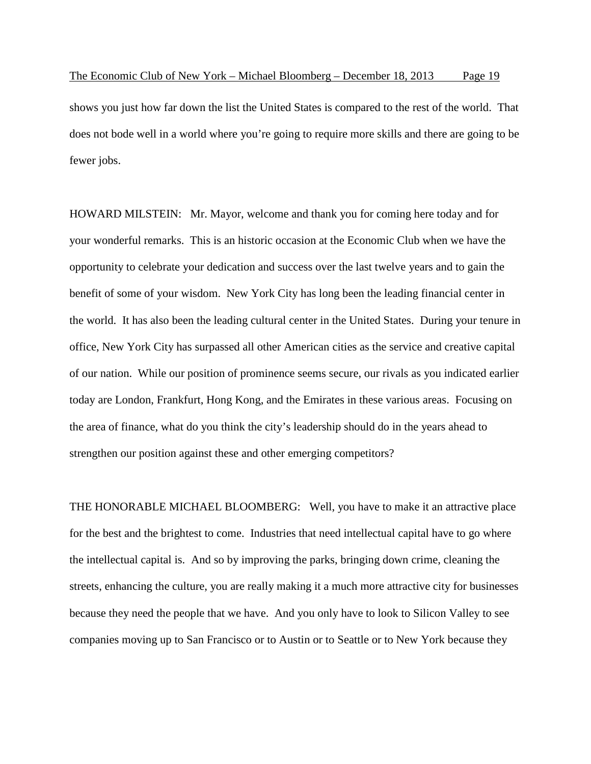shows you just how far down the list the United States is compared to the rest of the world. That does not bode well in a world where you're going to require more skills and there are going to be fewer jobs.

HOWARD MILSTEIN: Mr. Mayor, welcome and thank you for coming here today and for your wonderful remarks. This is an historic occasion at the Economic Club when we have the opportunity to celebrate your dedication and success over the last twelve years and to gain the benefit of some of your wisdom. New York City has long been the leading financial center in the world. It has also been the leading cultural center in the United States. During your tenure in office, New York City has surpassed all other American cities as the service and creative capital of our nation. While our position of prominence seems secure, our rivals as you indicated earlier today are London, Frankfurt, Hong Kong, and the Emirates in these various areas. Focusing on the area of finance, what do you think the city's leadership should do in the years ahead to strengthen our position against these and other emerging competitors?

THE HONORABLE MICHAEL BLOOMBERG: Well, you have to make it an attractive place for the best and the brightest to come. Industries that need intellectual capital have to go where the intellectual capital is. And so by improving the parks, bringing down crime, cleaning the streets, enhancing the culture, you are really making it a much more attractive city for businesses because they need the people that we have. And you only have to look to Silicon Valley to see companies moving up to San Francisco or to Austin or to Seattle or to New York because they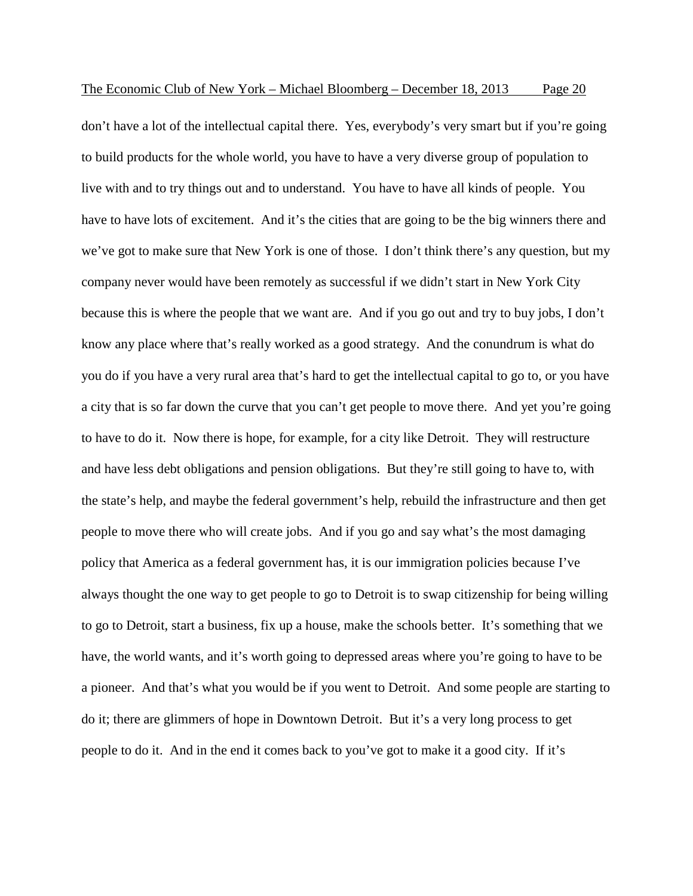don't have a lot of the intellectual capital there. Yes, everybody's very smart but if you're going to build products for the whole world, you have to have a very diverse group of population to live with and to try things out and to understand. You have to have all kinds of people. You have to have lots of excitement. And it's the cities that are going to be the big winners there and we've got to make sure that New York is one of those. I don't think there's any question, but my company never would have been remotely as successful if we didn't start in New York City because this is where the people that we want are. And if you go out and try to buy jobs, I don't know any place where that's really worked as a good strategy. And the conundrum is what do you do if you have a very rural area that's hard to get the intellectual capital to go to, or you have a city that is so far down the curve that you can't get people to move there. And yet you're going to have to do it. Now there is hope, for example, for a city like Detroit. They will restructure and have less debt obligations and pension obligations. But they're still going to have to, with the state's help, and maybe the federal government's help, rebuild the infrastructure and then get people to move there who will create jobs. And if you go and say what's the most damaging policy that America as a federal government has, it is our immigration policies because I've always thought the one way to get people to go to Detroit is to swap citizenship for being willing to go to Detroit, start a business, fix up a house, make the schools better. It's something that we have, the world wants, and it's worth going to depressed areas where you're going to have to be a pioneer. And that's what you would be if you went to Detroit. And some people are starting to do it; there are glimmers of hope in Downtown Detroit. But it's a very long process to get people to do it. And in the end it comes back to you've got to make it a good city. If it's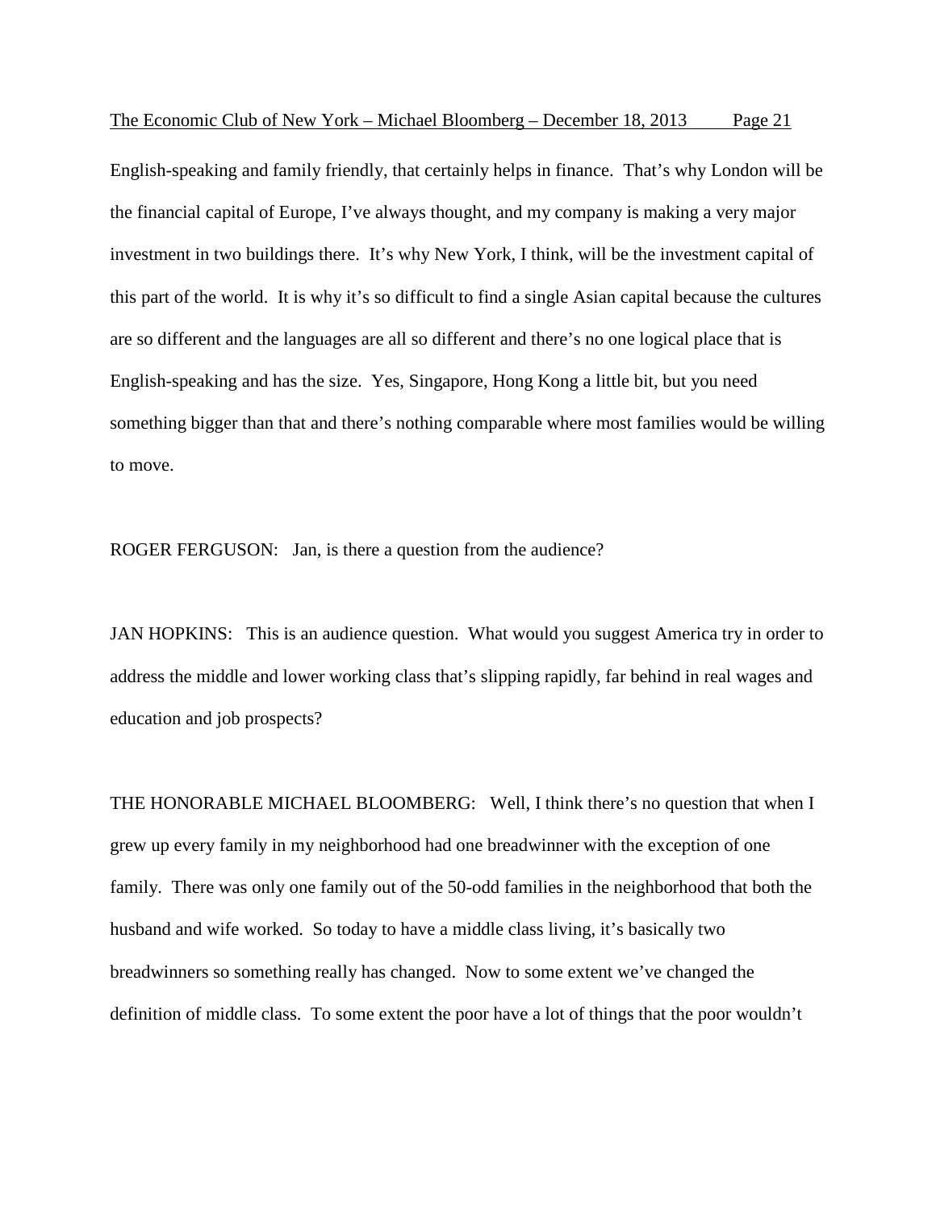English-speaking and family friendly, that certainly helps in finance. That's why London will be the financial capital of Europe, I've always thought, and my company is making a very major investment in two buildings there. It's why New York, I think, will be the investment capital of this part of the world. It is why it's so difficult to find a single Asian capital because the cultures are so different and the languages are all so different and there's no one logical place that is English-speaking and has the size. Yes, Singapore, Hong Kong a little bit, but you need something bigger than that and there's nothing comparable where most families would be willing to move.

ROGER FERGUSON: Jan, is there a question from the audience?

JAN HOPKINS: This is an audience question. What would you suggest America try in order to address the middle and lower working class that's slipping rapidly, far behind in real wages and education and job prospects?

THE HONORABLE MICHAEL BLOOMBERG: Well, I think there's no question that when I grew up every family in my neighborhood had one breadwinner with the exception of one family. There was only one family out of the 50-odd families in the neighborhood that both the husband and wife worked. So today to have a middle class living, it's basically two breadwinners so something really has changed. Now to some extent we've changed the definition of middle class. To some extent the poor have a lot of things that the poor wouldn't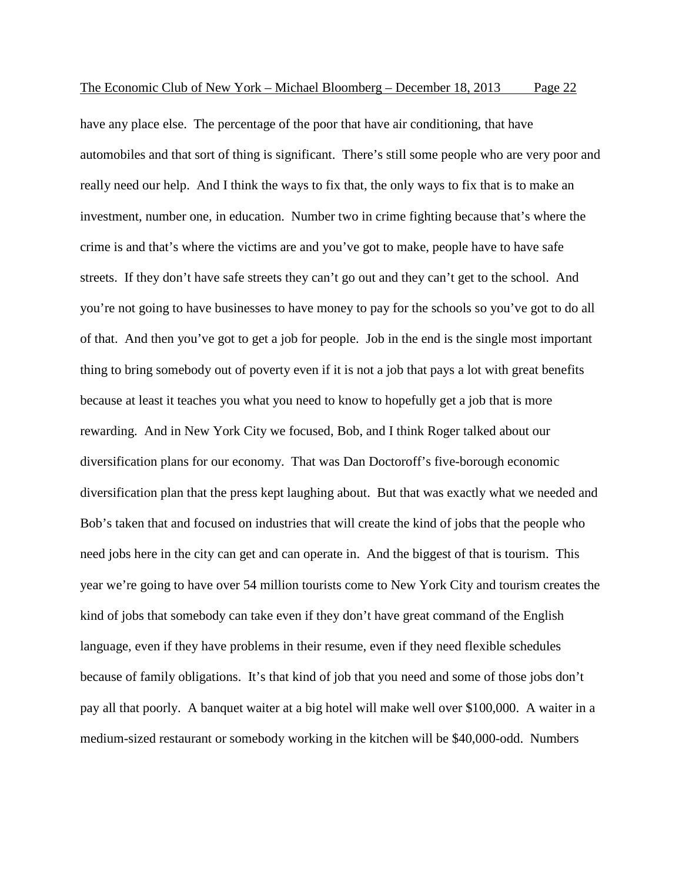have any place else. The percentage of the poor that have air conditioning, that have automobiles and that sort of thing is significant. There's still some people who are very poor and really need our help. And I think the ways to fix that, the only ways to fix that is to make an investment, number one, in education. Number two in crime fighting because that's where the crime is and that's where the victims are and you've got to make, people have to have safe streets. If they don't have safe streets they can't go out and they can't get to the school. And you're not going to have businesses to have money to pay for the schools so you've got to do all of that. And then you've got to get a job for people. Job in the end is the single most important thing to bring somebody out of poverty even if it is not a job that pays a lot with great benefits because at least it teaches you what you need to know to hopefully get a job that is more rewarding. And in New York City we focused, Bob, and I think Roger talked about our diversification plans for our economy. That was Dan Doctoroff's five-borough economic diversification plan that the press kept laughing about. But that was exactly what we needed and Bob's taken that and focused on industries that will create the kind of jobs that the people who need jobs here in the city can get and can operate in. And the biggest of that is tourism. This year we're going to have over 54 million tourists come to New York City and tourism creates the kind of jobs that somebody can take even if they don't have great command of the English language, even if they have problems in their resume, even if they need flexible schedules because of family obligations. It's that kind of job that you need and some of those jobs don't pay all that poorly. A banquet waiter at a big hotel will make well over $100,000. A waiter in a medium-sized restaurant or somebody working in the kitchen will be $40,000-odd. Numbers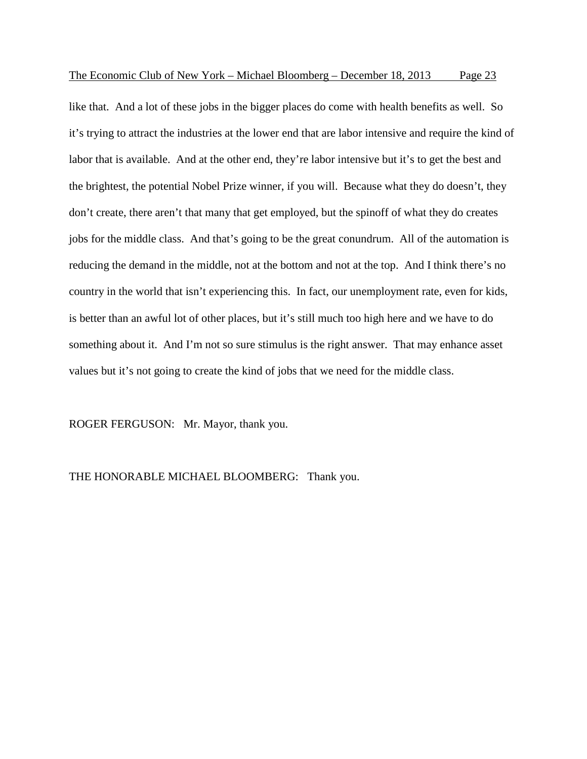like that. And a lot of these jobs in the bigger places do come with health benefits as well. So it's trying to attract the industries at the lower end that are labor intensive and require the kind of labor that is available. And at the other end, they're labor intensive but it's to get the best and the brightest, the potential Nobel Prize winner, if you will. Because what they do doesn't, they don't create, there aren't that many that get employed, but the spinoff of what they do creates jobs for the middle class. And that's going to be the great conundrum. All of the automation is reducing the demand in the middle, not at the bottom and not at the top. And I think there's no country in the world that isn't experiencing this. In fact, our unemployment rate, even for kids, is better than an awful lot of other places, but it's still much too high here and we have to do something about it. And I'm not so sure stimulus is the right answer. That may enhance asset values but it's not going to create the kind of jobs that we need for the middle class.

ROGER FERGUSON: Mr. Mayor, thank you.

THE HONORABLE MICHAEL BLOOMBERG: Thank you.